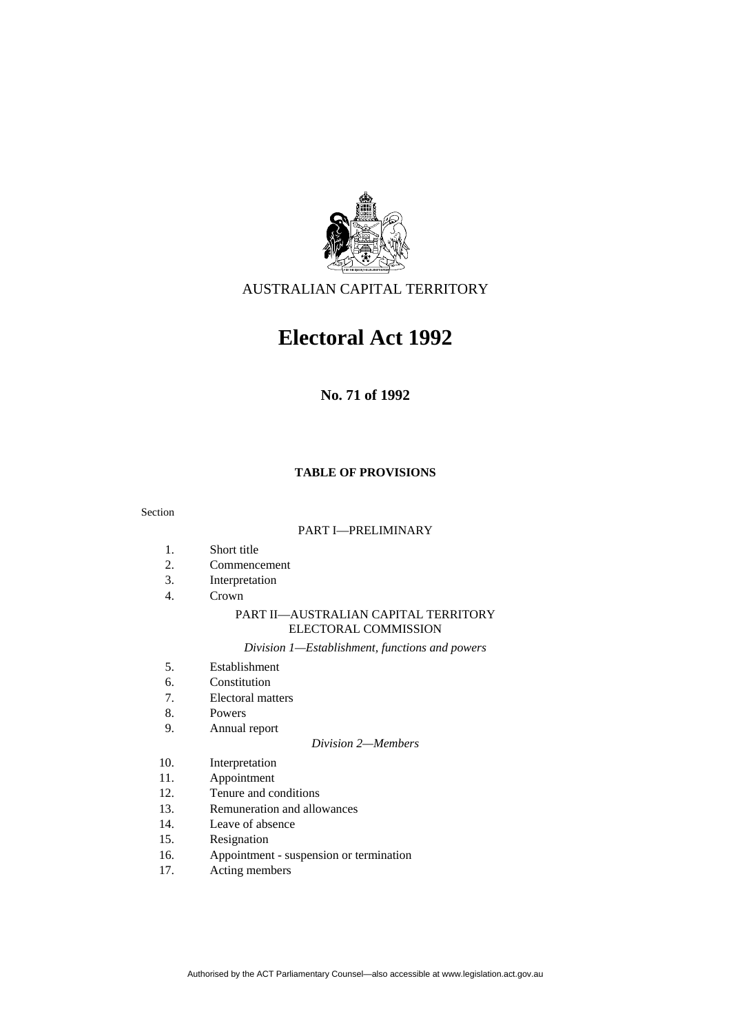AUSTRALIAN CAPITAL TERRITORY

# Electoral Act 1992

**No. 71 of 1992**

**TABLE OF PROVISIONS**

Section

PART I—PRELIMINARY

1. Short title
2. Commencement
3. Interpretation
4. Crown

PART II—AUSTRALIAN CAPITAL TERRITORY ELECTORAL COMMISSION

*Division 1—Establishment, functions and powers*

5. Establishment
6. Constitution
7. Electoral matters
8. Powers
9. Annual report

*Division 2—Members*

10. Interpretation
11. Appointment
12. Tenure and conditions
13. Remuneration and allowances
14. Leave of absence
15. Resignation
16. Appointment - suspension or termination
17. Acting members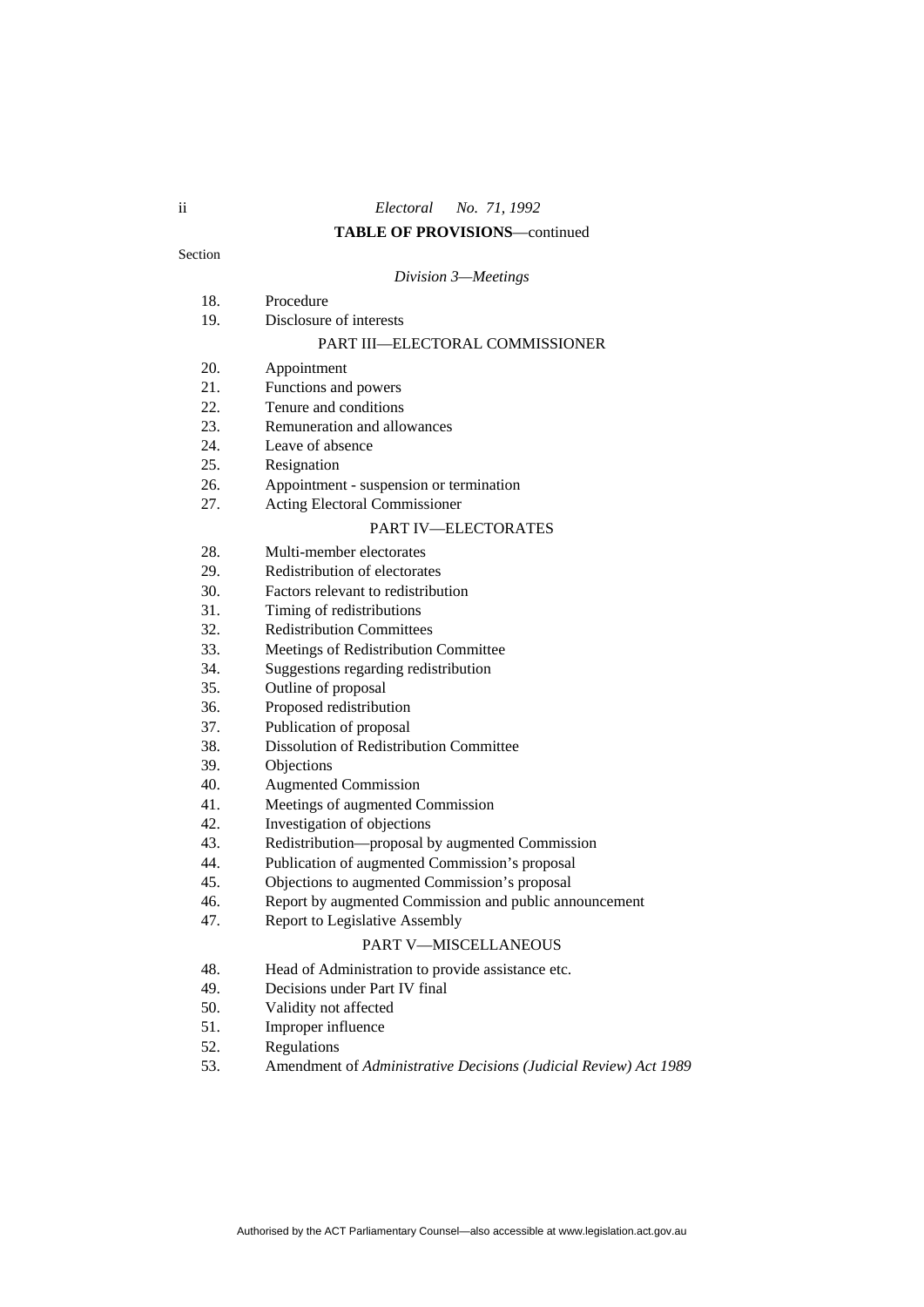**TABLE OF PROVISIONS**—continued

Section

*Division 3—Meetings*

18. Procedure
19. Disclosure of interests

PART III—ELECTORAL COMMISSIONER

20. Appointment
21. Functions and powers
22. Tenure and conditions
23. Remuneration and allowances
24. Leave of absence
25. Resignation
26. Appointment - suspension or termination
27. Acting Electoral Commissioner

PART IV—ELECTORATES

28. Multi-member electorates
29. Redistribution of electorates
30. Factors relevant to redistribution
31. Timing of redistributions
32. Redistribution Committees
33. Meetings of Redistribution Committee
34. Suggestions regarding redistribution
35. Outline of proposal
36. Proposed redistribution
37. Publication of proposal
38. Dissolution of Redistribution Committee
39. Objections
40. Augmented Commission
41. Meetings of augmented Commission
42. Investigation of objections
43. Redistribution—proposal by augmented Commission
44. Publication of augmented Commission's proposal
45. Objections to augmented Commission's proposal
46. Report by augmented Commission and public announcement
47. Report to Legislative Assembly

PART V—MISCELLANEOUS

48. Head of Administration to provide assistance etc.
49. Decisions under Part IV final
50. Validity not affected
51. Improper influence
52. Regulations
53. Amendment of *Administrative Decisions (Judicial Review) Act 1989*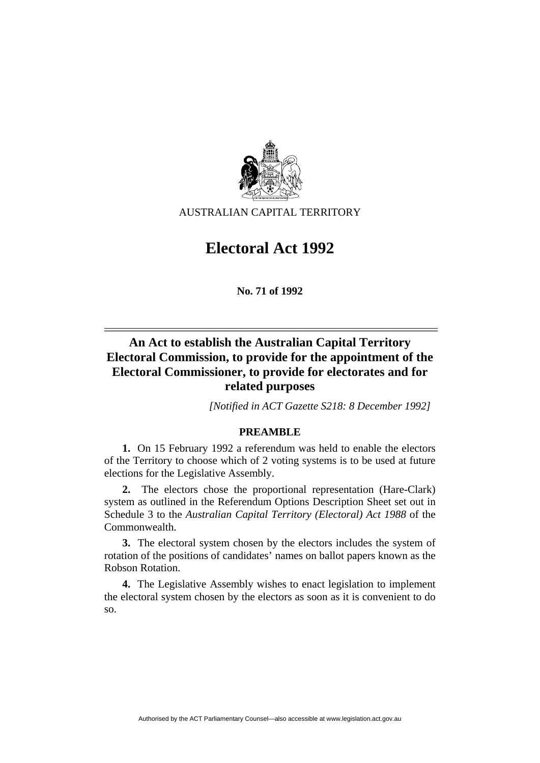AUSTRALIAN CAPITAL TERRITORY

# Electoral Act 1992

**No. 71 of 1992**

## An Act to establish the Australian Capital Territory Electoral Commission, to provide for the appointment of the Electoral Commissioner, to provide for electorates and for related purposes

*[Notified in ACT Gazette S218: 8 December 1992]*

### PREAMBLE

**1.** On 15 February 1992 a referendum was held to enable the electors of the Territory to choose which of 2 voting systems is to be used at future elections for the Legislative Assembly.

**2.** The electors chose the proportional representation (Hare-Clark) system as outlined in the Referendum Options Description Sheet set out in Schedule 3 to the *Australian Capital Territory (Electoral) Act 1988* of the Commonwealth.

**3.** The electoral system chosen by the electors includes the system of rotation of the positions of candidates' names on ballot papers known as the Robson Rotation.

**4.** The Legislative Assembly wishes to enact legislation to implement the electoral system chosen by the electors as soon as it is convenient to do so.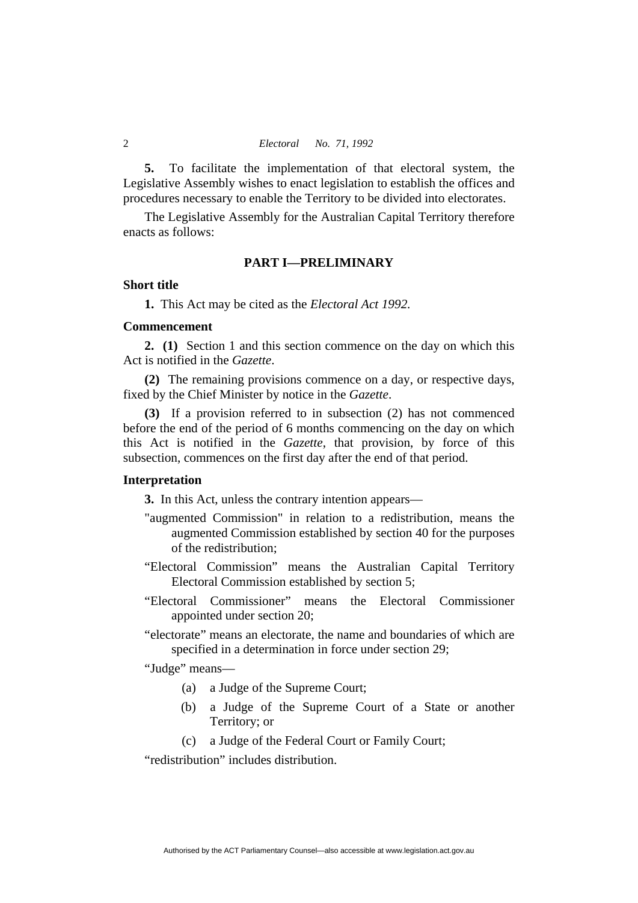**5.** To facilitate the implementation of that electoral system, the Legislative Assembly wishes to enact legislation to establish the offices and procedures necessary to enable the Territory to be divided into electorates.

The Legislative Assembly for the Australian Capital Territory therefore enacts as follows:

## PART I—PRELIMINARY

### Short title

**1.** This Act may be cited as the *Electoral Act 1992.*

### Commencement

**2. (1)** Section 1 and this section commence on the day on which this Act is notified in the *Gazette*.

**(2)** The remaining provisions commence on a day, or respective days, fixed by the Chief Minister by notice in the *Gazette*.

**(3)** If a provision referred to in subsection (2) has not commenced before the end of the period of 6 months commencing on the day on which this Act is notified in the *Gazette*, that provision, by force of this subsection, commences on the first day after the end of that period.

### Interpretation

**3.** In this Act, unless the contrary intention appears—

"augmented Commission" in relation to a redistribution, means the augmented Commission established by section 40 for the purposes of the redistribution;

"Electoral Commission" means the Australian Capital Territory Electoral Commission established by section 5;

"Electoral Commissioner" means the Electoral Commissioner appointed under section 20;

"electorate" means an electorate, the name and boundaries of which are specified in a determination in force under section 29;

"Judge" means—

- (a) a Judge of the Supreme Court;
- (b) a Judge of the Supreme Court of a State or another Territory; or
- (c) a Judge of the Federal Court or Family Court;

"redistribution" includes distribution.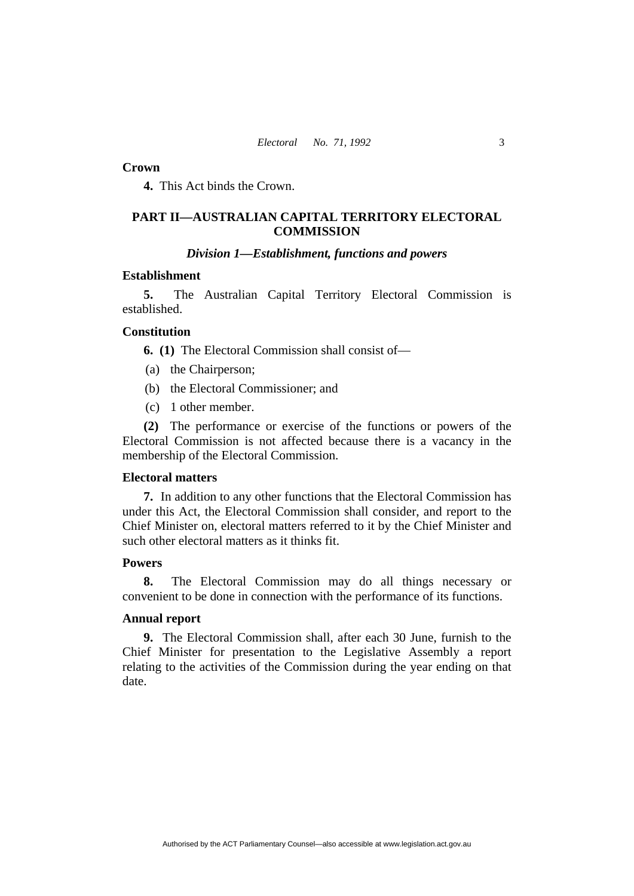**Crown**

**4.** This Act binds the Crown.

## PART II—AUSTRALIAN CAPITAL TERRITORY ELECTORAL COMMISSION

### *Division 1—Establishment, functions and powers*

**Establishment**

**5.** The Australian Capital Territory Electoral Commission is established.

**Constitution**

**6. (1)** The Electoral Commission shall consist of—

(a) the Chairperson;

(b) the Electoral Commissioner; and

(c) 1 other member.

**(2)** The performance or exercise of the functions or powers of the Electoral Commission is not affected because there is a vacancy in the membership of the Electoral Commission.

**Electoral matters**

**7.** In addition to any other functions that the Electoral Commission has under this Act, the Electoral Commission shall consider, and report to the Chief Minister on, electoral matters referred to it by the Chief Minister and such other electoral matters as it thinks fit.

**Powers**

**8.** The Electoral Commission may do all things necessary or convenient to be done in connection with the performance of its functions.

**Annual report**

**9.** The Electoral Commission shall, after each 30 June, furnish to the Chief Minister for presentation to the Legislative Assembly a report relating to the activities of the Commission during the year ending on that date.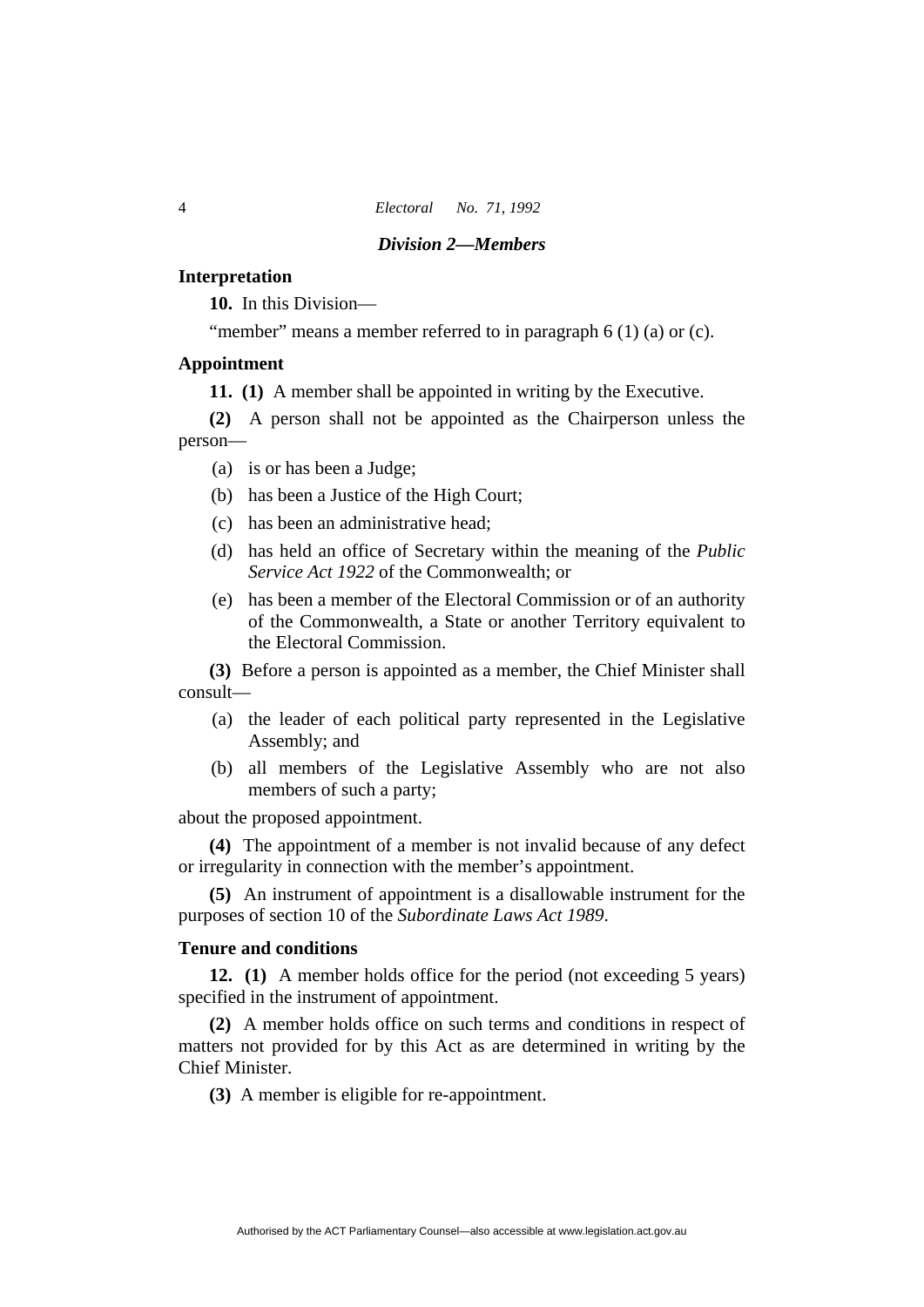### *Division 2—Members*

**Interpretation**

**10.** In this Division—

"member" means a member referred to in paragraph 6 (1) (a) or (c).

**Appointment**

**11. (1)** A member shall be appointed in writing by the Executive.

**(2)** A person shall not be appointed as the Chairperson unless the person—

(a) is or has been a Judge;

(b) has been a Justice of the High Court;

(c) has been an administrative head;

(d) has held an office of Secretary within the meaning of the *Public Service Act 1922* of the Commonwealth; or

(e) has been a member of the Electoral Commission or of an authority of the Commonwealth, a State or another Territory equivalent to the Electoral Commission.

**(3)** Before a person is appointed as a member, the Chief Minister shall consult—

(a) the leader of each political party represented in the Legislative Assembly; and

(b) all members of the Legislative Assembly who are not also members of such a party;

about the proposed appointment.

**(4)** The appointment of a member is not invalid because of any defect or irregularity in connection with the member's appointment.

**(5)** An instrument of appointment is a disallowable instrument for the purposes of section 10 of the *Subordinate Laws Act 1989*.

**Tenure and conditions**

**12. (1)** A member holds office for the period (not exceeding 5 years) specified in the instrument of appointment.

**(2)** A member holds office on such terms and conditions in respect of matters not provided for by this Act as are determined in writing by the Chief Minister.

**(3)** A member is eligible for re-appointment.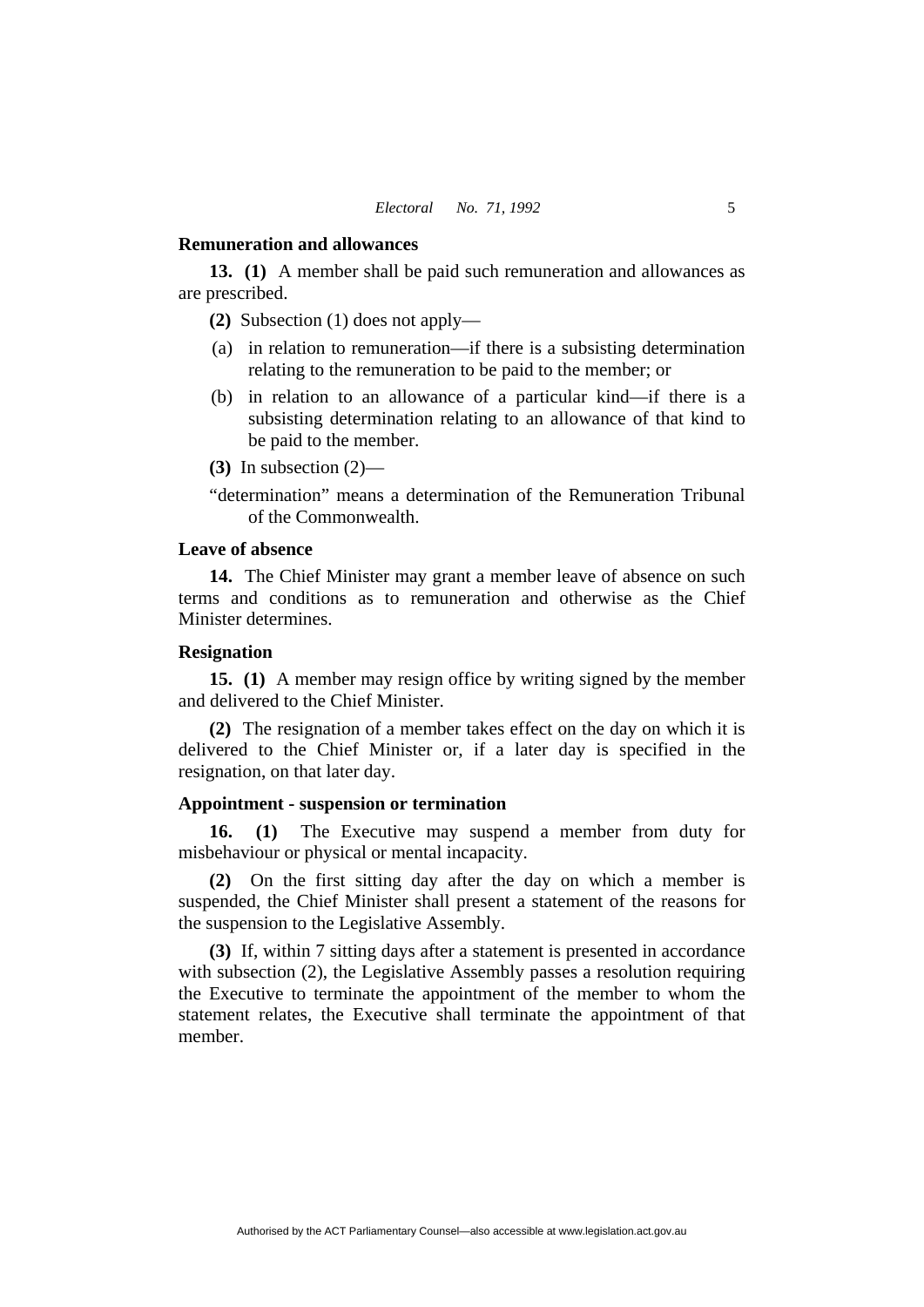### Remuneration and allowances

**13. (1)** A member shall be paid such remuneration and allowances as are prescribed.

**(2)** Subsection (1) does not apply—

(a) in relation to remuneration—if there is a subsisting determination relating to the remuneration to be paid to the member; or

(b) in relation to an allowance of a particular kind—if there is a subsisting determination relating to an allowance of that kind to be paid to the member.

**(3)** In subsection (2)—

"determination" means a determination of the Remuneration Tribunal of the Commonwealth.

### Leave of absence

**14.** The Chief Minister may grant a member leave of absence on such terms and conditions as to remuneration and otherwise as the Chief Minister determines.

### Resignation

**15. (1)** A member may resign office by writing signed by the member and delivered to the Chief Minister.

**(2)** The resignation of a member takes effect on the day on which it is delivered to the Chief Minister or, if a later day is specified in the resignation, on that later day.

### Appointment - suspension or termination

**16. (1)** The Executive may suspend a member from duty for misbehaviour or physical or mental incapacity.

**(2)** On the first sitting day after the day on which a member is suspended, the Chief Minister shall present a statement of the reasons for the suspension to the Legislative Assembly.

**(3)** If, within 7 sitting days after a statement is presented in accordance with subsection (2), the Legislative Assembly passes a resolution requiring the Executive to terminate the appointment of the member to whom the statement relates, the Executive shall terminate the appointment of that member.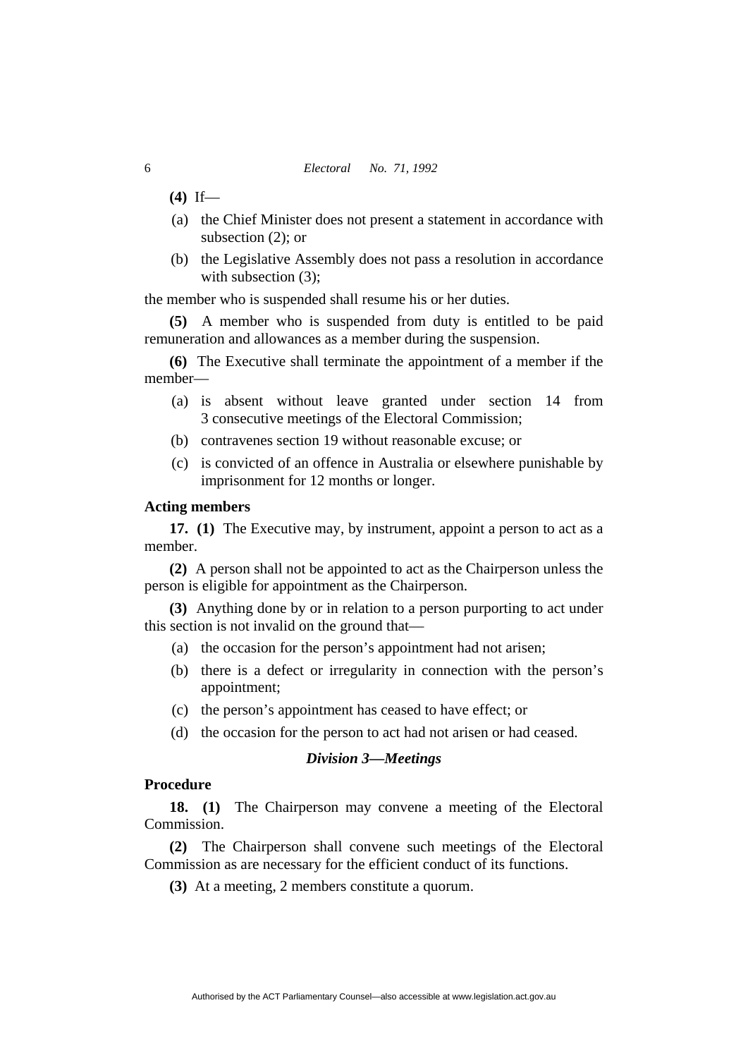**(4)** If—

(a) the Chief Minister does not present a statement in accordance with subsection (2); or

(b) the Legislative Assembly does not pass a resolution in accordance with subsection (3);

the member who is suspended shall resume his or her duties.

**(5)** A member who is suspended from duty is entitled to be paid remuneration and allowances as a member during the suspension.

**(6)** The Executive shall terminate the appointment of a member if the member—

(a) is absent without leave granted under section 14 from 3 consecutive meetings of the Electoral Commission;

(b) contravenes section 19 without reasonable excuse; or

(c) is convicted of an offence in Australia or elsewhere punishable by imprisonment for 12 months or longer.

**Acting members**

**17. (1)** The Executive may, by instrument, appoint a person to act as a member.

**(2)** A person shall not be appointed to act as the Chairperson unless the person is eligible for appointment as the Chairperson.

**(3)** Anything done by or in relation to a person purporting to act under this section is not invalid on the ground that—

(a) the occasion for the person's appointment had not arisen;

(b) there is a defect or irregularity in connection with the person's appointment;

(c) the person's appointment has ceased to have effect; or

(d) the occasion for the person to act had not arisen or had ceased.

### *Division 3—Meetings*

**Procedure**

**18. (1)** The Chairperson may convene a meeting of the Electoral Commission.

**(2)** The Chairperson shall convene such meetings of the Electoral Commission as are necessary for the efficient conduct of its functions.

**(3)** At a meeting, 2 members constitute a quorum.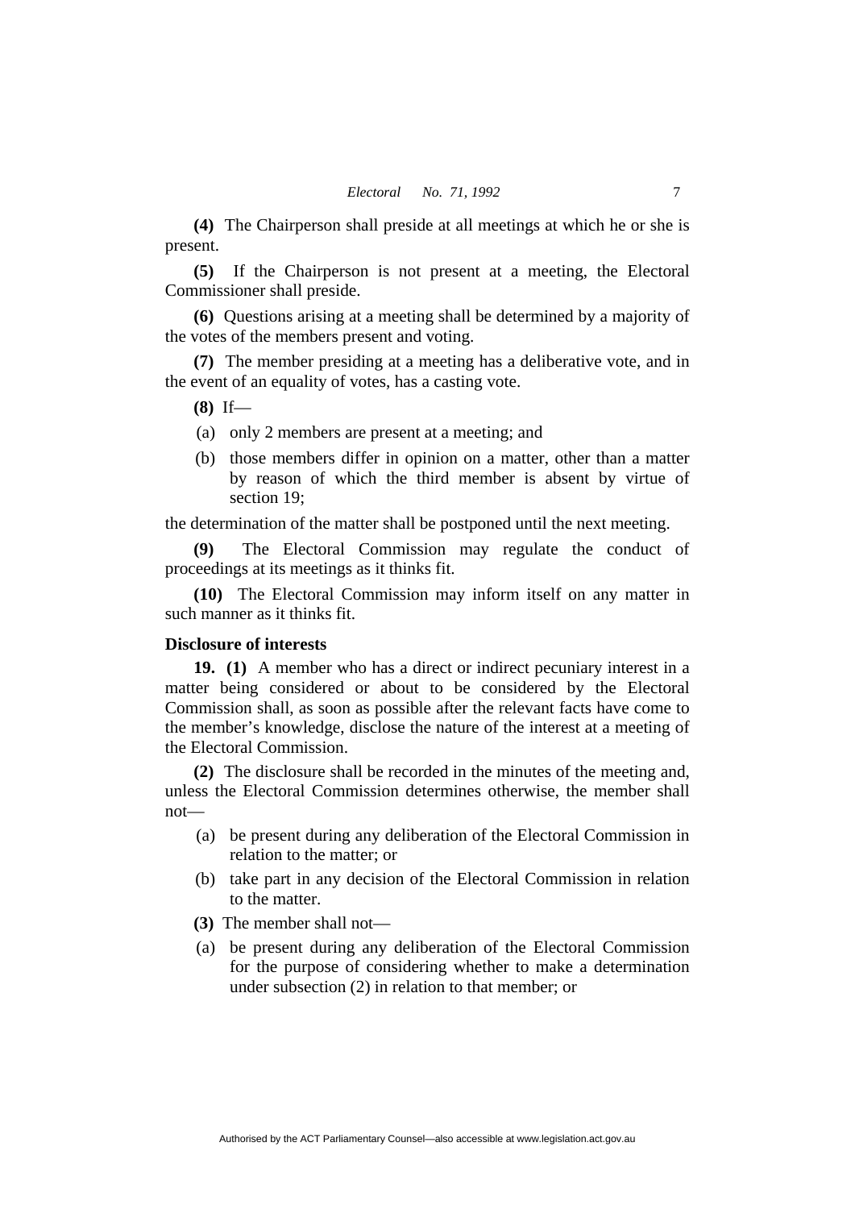**(4)** The Chairperson shall preside at all meetings at which he or she is present.

**(5)** If the Chairperson is not present at a meeting, the Electoral Commissioner shall preside.

**(6)** Questions arising at a meeting shall be determined by a majority of the votes of the members present and voting.

**(7)** The member presiding at a meeting has a deliberative vote, and in the event of an equality of votes, has a casting vote.

**(8)** If—

(a) only 2 members are present at a meeting; and

(b) those members differ in opinion on a matter, other than a matter by reason of which the third member is absent by virtue of section 19;

the determination of the matter shall be postponed until the next meeting.

**(9)** The Electoral Commission may regulate the conduct of proceedings at its meetings as it thinks fit.

**(10)** The Electoral Commission may inform itself on any matter in such manner as it thinks fit.

**Disclosure of interests**

**19. (1)** A member who has a direct or indirect pecuniary interest in a matter being considered or about to be considered by the Electoral Commission shall, as soon as possible after the relevant facts have come to the member's knowledge, disclose the nature of the interest at a meeting of the Electoral Commission.

**(2)** The disclosure shall be recorded in the minutes of the meeting and, unless the Electoral Commission determines otherwise, the member shall not—

(a) be present during any deliberation of the Electoral Commission in relation to the matter; or

(b) take part in any decision of the Electoral Commission in relation to the matter.

**(3)** The member shall not—

(a) be present during any deliberation of the Electoral Commission for the purpose of considering whether to make a determination under subsection (2) in relation to that member; or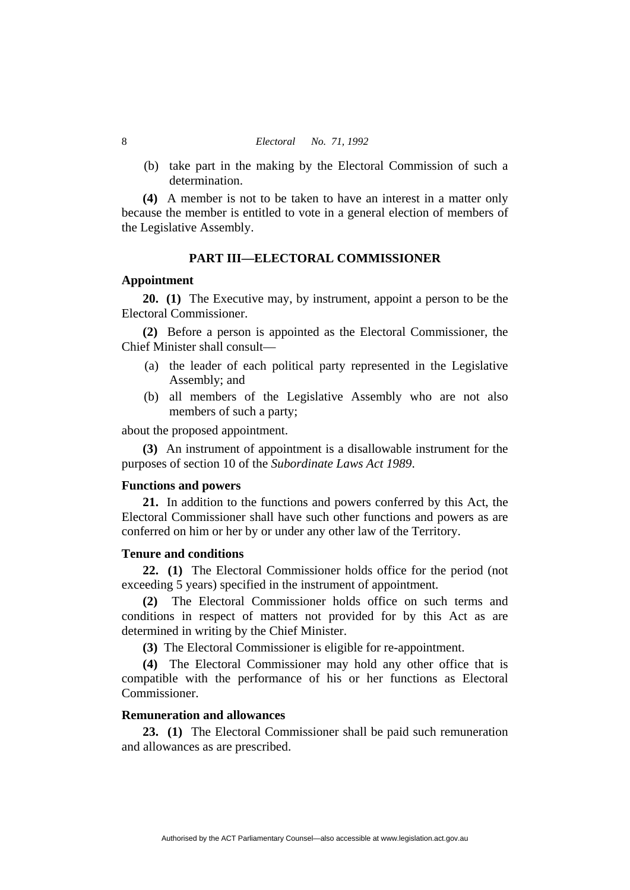(b) take part in the making by the Electoral Commission of such a determination.

**(4)** A member is not to be taken to have an interest in a matter only because the member is entitled to vote in a general election of members of the Legislative Assembly.

## PART III—ELECTORAL COMMISSIONER

### Appointment

**20. (1)** The Executive may, by instrument, appoint a person to be the Electoral Commissioner.

**(2)** Before a person is appointed as the Electoral Commissioner, the Chief Minister shall consult—

(a) the leader of each political party represented in the Legislative Assembly; and

(b) all members of the Legislative Assembly who are not also members of such a party;

about the proposed appointment.

**(3)** An instrument of appointment is a disallowable instrument for the purposes of section 10 of the *Subordinate Laws Act 1989*.

### Functions and powers

**21.** In addition to the functions and powers conferred by this Act, the Electoral Commissioner shall have such other functions and powers as are conferred on him or her by or under any other law of the Territory.

### Tenure and conditions

**22. (1)** The Electoral Commissioner holds office for the period (not exceeding 5 years) specified in the instrument of appointment.

**(2)** The Electoral Commissioner holds office on such terms and conditions in respect of matters not provided for by this Act as are determined in writing by the Chief Minister.

**(3)** The Electoral Commissioner is eligible for re-appointment.

**(4)** The Electoral Commissioner may hold any other office that is compatible with the performance of his or her functions as Electoral Commissioner.

### Remuneration and allowances

**23. (1)** The Electoral Commissioner shall be paid such remuneration and allowances as are prescribed.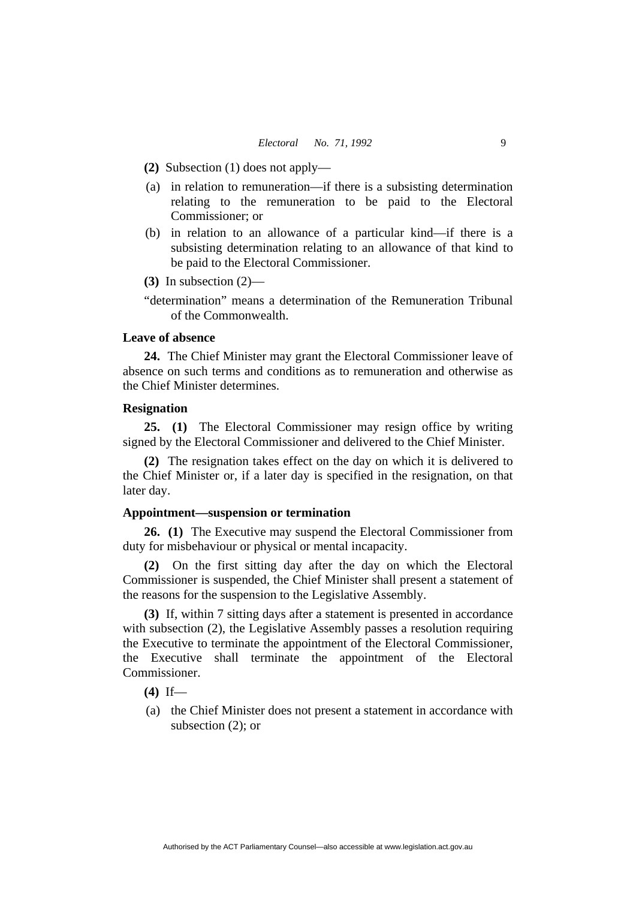**(2)** Subsection (1) does not apply—

(a) in relation to remuneration—if there is a subsisting determination relating to the remuneration to be paid to the Electoral Commissioner; or

(b) in relation to an allowance of a particular kind—if there is a subsisting determination relating to an allowance of that kind to be paid to the Electoral Commissioner.

**(3)** In subsection (2)—

"determination" means a determination of the Remuneration Tribunal of the Commonwealth.

**Leave of absence**

**24.** The Chief Minister may grant the Electoral Commissioner leave of absence on such terms and conditions as to remuneration and otherwise as the Chief Minister determines.

**Resignation**

**25. (1)** The Electoral Commissioner may resign office by writing signed by the Electoral Commissioner and delivered to the Chief Minister.

**(2)** The resignation takes effect on the day on which it is delivered to the Chief Minister or, if a later day is specified in the resignation, on that later day.

**Appointment—suspension or termination**

**26. (1)** The Executive may suspend the Electoral Commissioner from duty for misbehaviour or physical or mental incapacity.

**(2)** On the first sitting day after the day on which the Electoral Commissioner is suspended, the Chief Minister shall present a statement of the reasons for the suspension to the Legislative Assembly.

**(3)** If, within 7 sitting days after a statement is presented in accordance with subsection (2), the Legislative Assembly passes a resolution requiring the Executive to terminate the appointment of the Electoral Commissioner, the Executive shall terminate the appointment of the Electoral Commissioner.

**(4)** If—

(a) the Chief Minister does not present a statement in accordance with subsection (2); or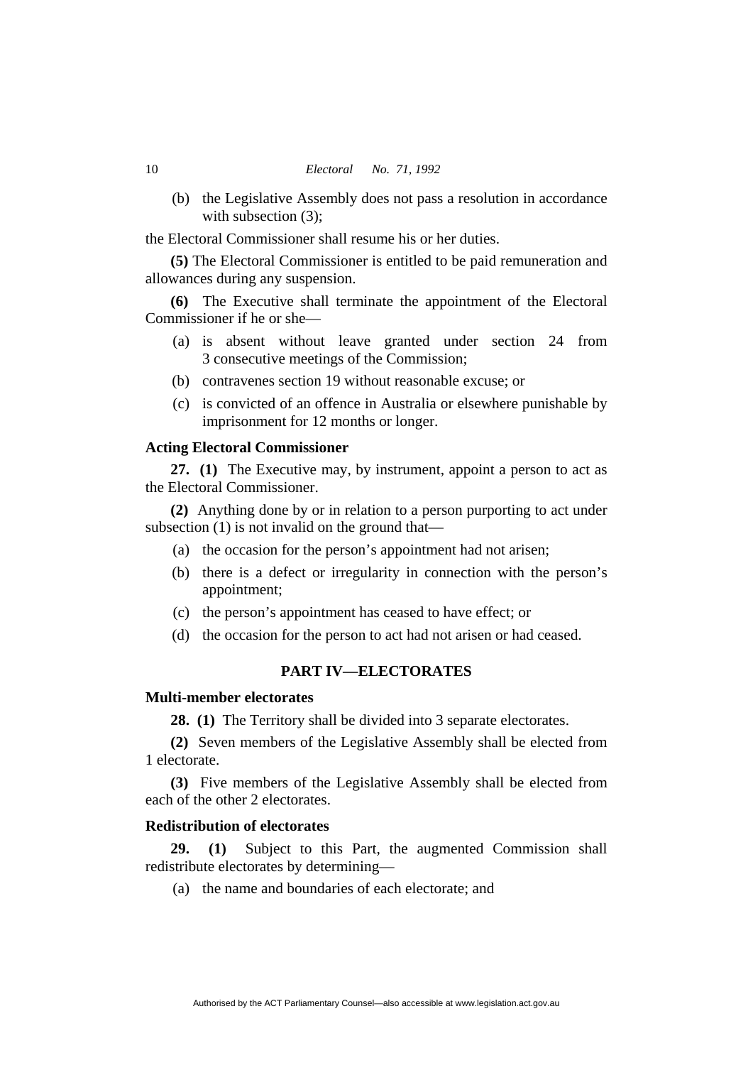(b) the Legislative Assembly does not pass a resolution in accordance with subsection (3);

the Electoral Commissioner shall resume his or her duties.

**(5)** The Electoral Commissioner is entitled to be paid remuneration and allowances during any suspension.

**(6)** The Executive shall terminate the appointment of the Electoral Commissioner if he or she—

(a) is absent without leave granted under section 24 from 3 consecutive meetings of the Commission;

(b) contravenes section 19 without reasonable excuse; or

(c) is convicted of an offence in Australia or elsewhere punishable by imprisonment for 12 months or longer.

### Acting Electoral Commissioner

**27. (1)** The Executive may, by instrument, appoint a person to act as the Electoral Commissioner.

**(2)** Anything done by or in relation to a person purporting to act under subsection (1) is not invalid on the ground that—

(a) the occasion for the person's appointment had not arisen;

(b) there is a defect or irregularity in connection with the person's appointment;

(c) the person's appointment has ceased to have effect; or

(d) the occasion for the person to act had not arisen or had ceased.

## PART IV—ELECTORATES

### Multi-member electorates

**28. (1)** The Territory shall be divided into 3 separate electorates.

**(2)** Seven members of the Legislative Assembly shall be elected from 1 electorate.

**(3)** Five members of the Legislative Assembly shall be elected from each of the other 2 electorates.

### Redistribution of electorates

**29. (1)** Subject to this Part, the augmented Commission shall redistribute electorates by determining—

(a) the name and boundaries of each electorate; and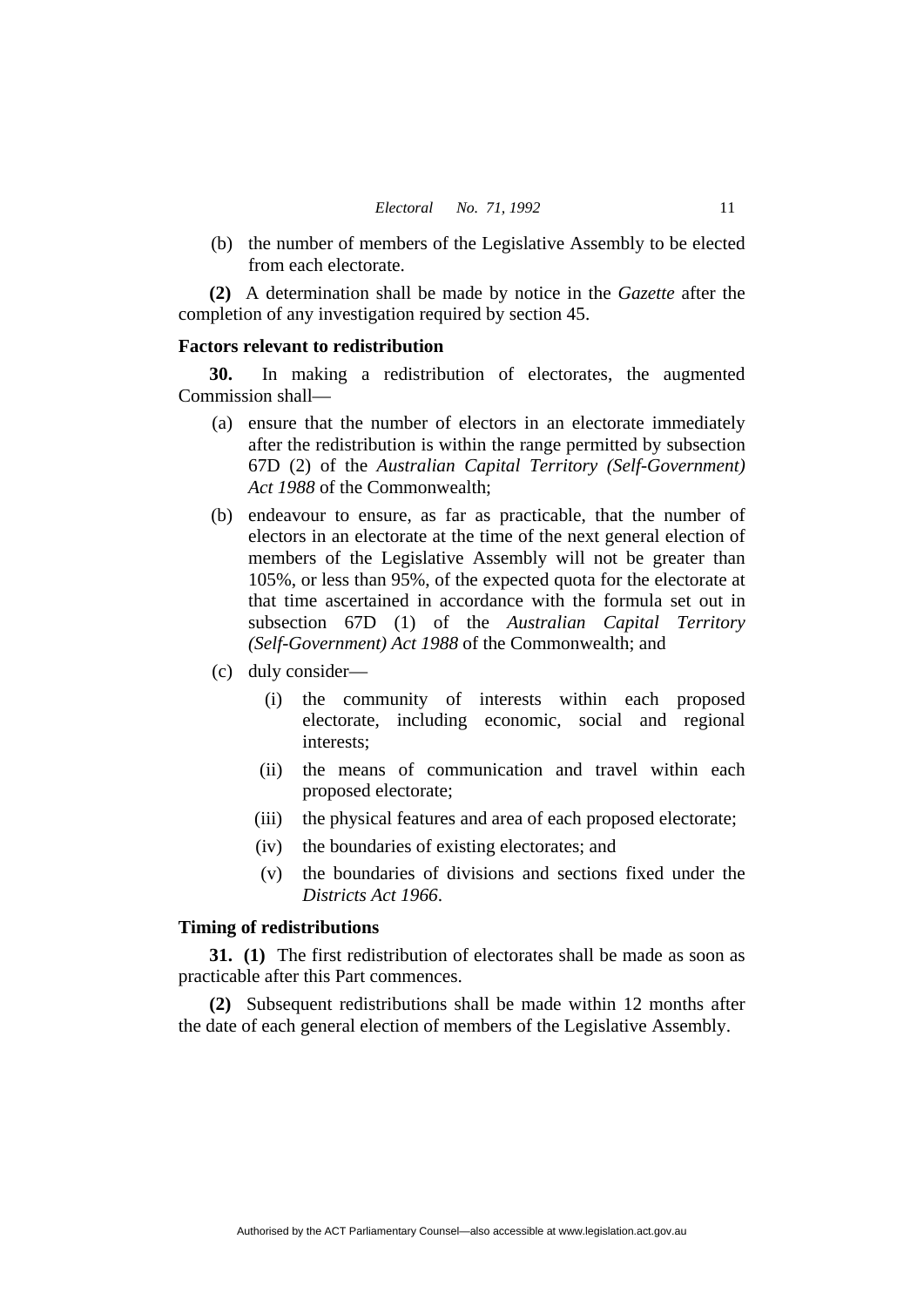(b) the number of members of the Legislative Assembly to be elected from each electorate.

**(2)** A determination shall be made by notice in the *Gazette* after the completion of any investigation required by section 45.

### Factors relevant to redistribution

**30.** In making a redistribution of electorates, the augmented Commission shall—

(a) ensure that the number of electors in an electorate immediately after the redistribution is within the range permitted by subsection 67D (2) of the *Australian Capital Territory (Self-Government) Act 1988* of the Commonwealth;

(b) endeavour to ensure, as far as practicable, that the number of electors in an electorate at the time of the next general election of members of the Legislative Assembly will not be greater than 105%, or less than 95%, of the expected quota for the electorate at that time ascertained in accordance with the formula set out in subsection 67D (1) of the *Australian Capital Territory (Self-Government) Act 1988* of the Commonwealth; and

(c) duly consider—

(i) the community of interests within each proposed electorate, including economic, social and regional interests;

(ii) the means of communication and travel within each proposed electorate;

(iii) the physical features and area of each proposed electorate;

(iv) the boundaries of existing electorates; and

(v) the boundaries of divisions and sections fixed under the *Districts Act 1966*.

### Timing of redistributions

**31. (1)** The first redistribution of electorates shall be made as soon as practicable after this Part commences.

**(2)** Subsequent redistributions shall be made within 12 months after the date of each general election of members of the Legislative Assembly.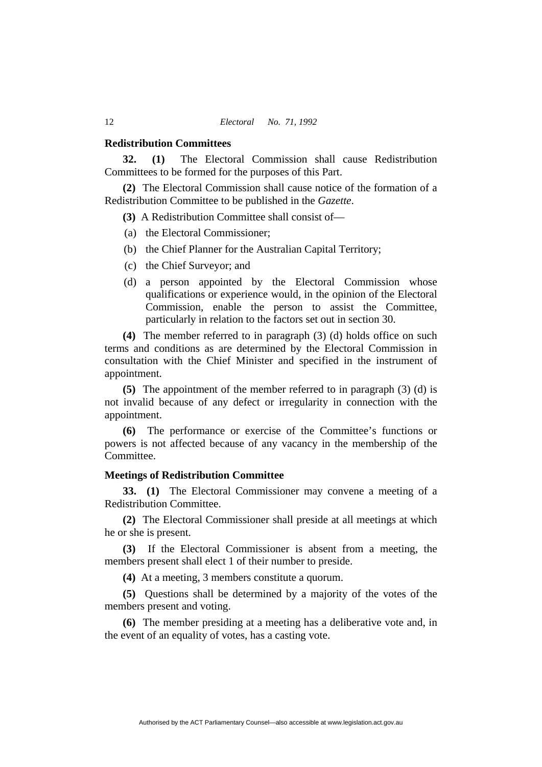### Redistribution Committees

**32. (1)** The Electoral Commission shall cause Redistribution Committees to be formed for the purposes of this Part.

**(2)** The Electoral Commission shall cause notice of the formation of a Redistribution Committee to be published in the *Gazette*.

**(3)** A Redistribution Committee shall consist of—

(a) the Electoral Commissioner;

(b) the Chief Planner for the Australian Capital Territory;

(c) the Chief Surveyor; and

(d) a person appointed by the Electoral Commission whose qualifications or experience would, in the opinion of the Electoral Commission, enable the person to assist the Committee, particularly in relation to the factors set out in section 30.

**(4)** The member referred to in paragraph (3) (d) holds office on such terms and conditions as are determined by the Electoral Commission in consultation with the Chief Minister and specified in the instrument of appointment.

**(5)** The appointment of the member referred to in paragraph (3) (d) is not invalid because of any defect or irregularity in connection with the appointment.

**(6)** The performance or exercise of the Committee's functions or powers is not affected because of any vacancy in the membership of the Committee.

### Meetings of Redistribution Committee

**33. (1)** The Electoral Commissioner may convene a meeting of a Redistribution Committee.

**(2)** The Electoral Commissioner shall preside at all meetings at which he or she is present.

**(3)** If the Electoral Commissioner is absent from a meeting, the members present shall elect 1 of their number to preside.

**(4)** At a meeting, 3 members constitute a quorum.

**(5)** Questions shall be determined by a majority of the votes of the members present and voting.

**(6)** The member presiding at a meeting has a deliberative vote and, in the event of an equality of votes, has a casting vote.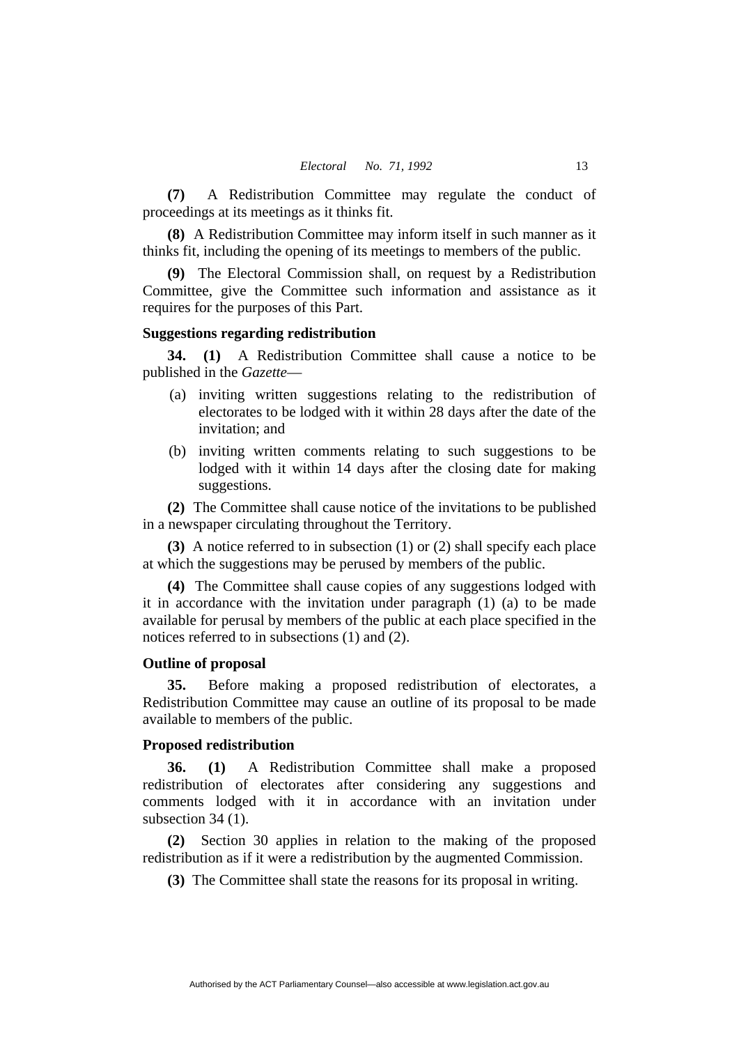**(7)** A Redistribution Committee may regulate the conduct of proceedings at its meetings as it thinks fit.

**(8)** A Redistribution Committee may inform itself in such manner as it thinks fit, including the opening of its meetings to members of the public.

**(9)** The Electoral Commission shall, on request by a Redistribution Committee, give the Committee such information and assistance as it requires for the purposes of this Part.

**Suggestions regarding redistribution**

**34. (1)** A Redistribution Committee shall cause a notice to be published in the *Gazette*—

(a) inviting written suggestions relating to the redistribution of electorates to be lodged with it within 28 days after the date of the invitation; and

(b) inviting written comments relating to such suggestions to be lodged with it within 14 days after the closing date for making suggestions.

**(2)** The Committee shall cause notice of the invitations to be published in a newspaper circulating throughout the Territory.

**(3)** A notice referred to in subsection (1) or (2) shall specify each place at which the suggestions may be perused by members of the public.

**(4)** The Committee shall cause copies of any suggestions lodged with it in accordance with the invitation under paragraph (1) (a) to be made available for perusal by members of the public at each place specified in the notices referred to in subsections (1) and (2).

**Outline of proposal**

**35.** Before making a proposed redistribution of electorates, a Redistribution Committee may cause an outline of its proposal to be made available to members of the public.

**Proposed redistribution**

**36. (1)** A Redistribution Committee shall make a proposed redistribution of electorates after considering any suggestions and comments lodged with it in accordance with an invitation under subsection 34 (1).

**(2)** Section 30 applies in relation to the making of the proposed redistribution as if it were a redistribution by the augmented Commission.

**(3)** The Committee shall state the reasons for its proposal in writing.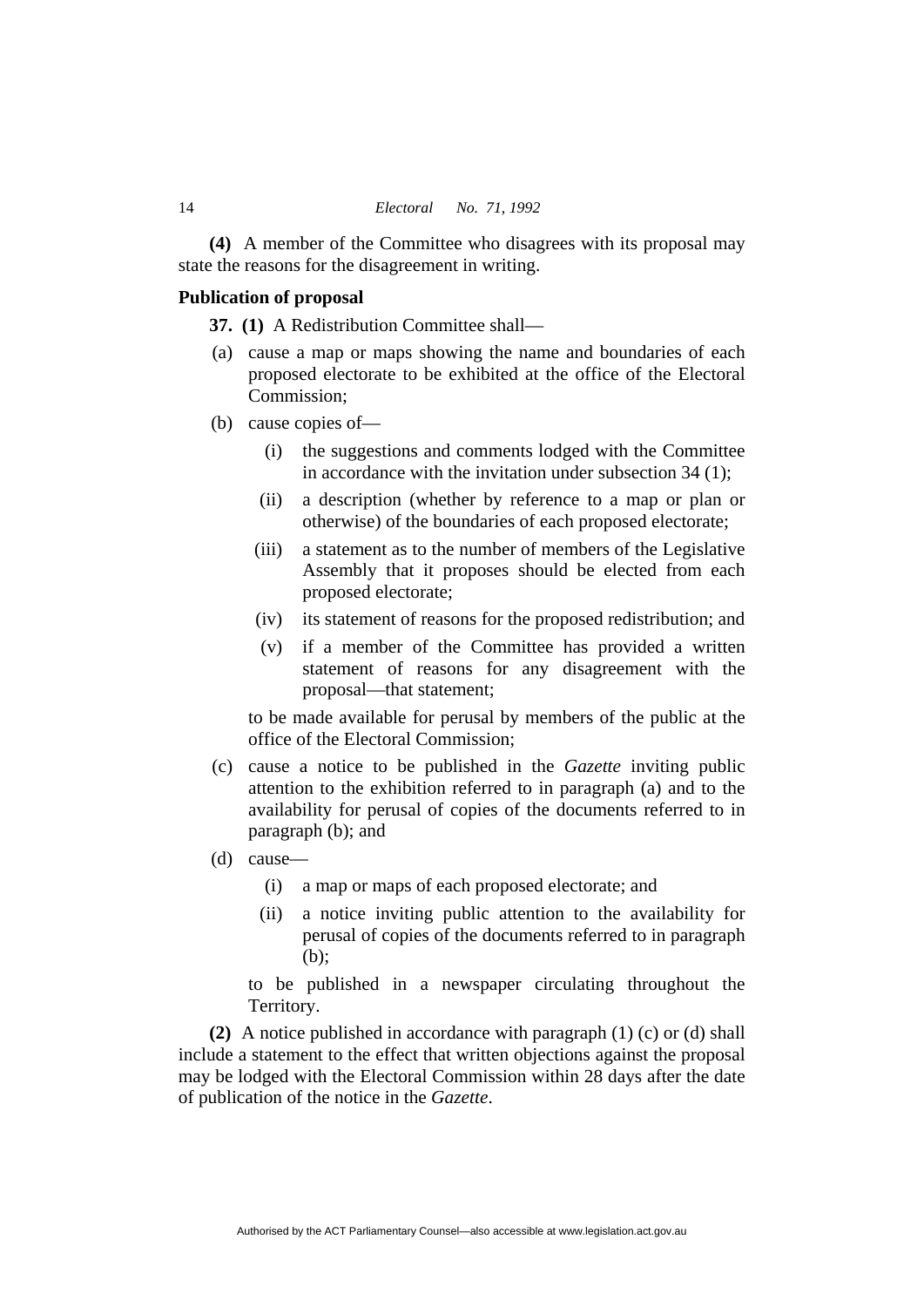**(4)** A member of the Committee who disagrees with its proposal may state the reasons for the disagreement in writing.

**Publication of proposal**

**37. (1)** A Redistribution Committee shall—

(a) cause a map or maps showing the name and boundaries of each proposed electorate to be exhibited at the office of the Electoral Commission;

(b) cause copies of—

(i) the suggestions and comments lodged with the Committee in accordance with the invitation under subsection 34 (1);

(ii) a description (whether by reference to a map or plan or otherwise) of the boundaries of each proposed electorate;

(iii) a statement as to the number of members of the Legislative Assembly that it proposes should be elected from each proposed electorate;

(iv) its statement of reasons for the proposed redistribution; and

(v) if a member of the Committee has provided a written statement of reasons for any disagreement with the proposal—that statement;

to be made available for perusal by members of the public at the office of the Electoral Commission;

(c) cause a notice to be published in the *Gazette* inviting public attention to the exhibition referred to in paragraph (a) and to the availability for perusal of copies of the documents referred to in paragraph (b); and

(d) cause—

(i) a map or maps of each proposed electorate; and

(ii) a notice inviting public attention to the availability for perusal of copies of the documents referred to in paragraph (b);

to be published in a newspaper circulating throughout the Territory.

**(2)** A notice published in accordance with paragraph (1) (c) or (d) shall include a statement to the effect that written objections against the proposal may be lodged with the Electoral Commission within 28 days after the date of publication of the notice in the *Gazette*.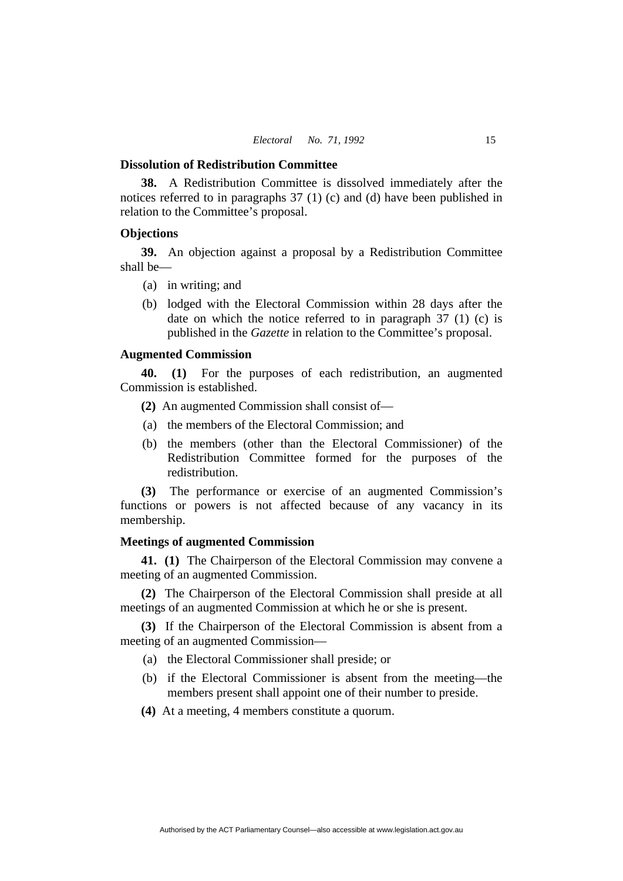### Dissolution of Redistribution Committee

**38.** A Redistribution Committee is dissolved immediately after the notices referred to in paragraphs 37 (1) (c) and (d) have been published in relation to the Committee's proposal.

### Objections

**39.** An objection against a proposal by a Redistribution Committee shall be—

(a) in writing; and

(b) lodged with the Electoral Commission within 28 days after the date on which the notice referred to in paragraph 37 (1) (c) is published in the *Gazette* in relation to the Committee's proposal.

### Augmented Commission

**40. (1)** For the purposes of each redistribution, an augmented Commission is established.

**(2)** An augmented Commission shall consist of—

(a) the members of the Electoral Commission; and

(b) the members (other than the Electoral Commissioner) of the Redistribution Committee formed for the purposes of the redistribution.

**(3)** The performance or exercise of an augmented Commission's functions or powers is not affected because of any vacancy in its membership.

### Meetings of augmented Commission

**41. (1)** The Chairperson of the Electoral Commission may convene a meeting of an augmented Commission.

**(2)** The Chairperson of the Electoral Commission shall preside at all meetings of an augmented Commission at which he or she is present.

**(3)** If the Chairperson of the Electoral Commission is absent from a meeting of an augmented Commission—

(a) the Electoral Commissioner shall preside; or

(b) if the Electoral Commissioner is absent from the meeting—the members present shall appoint one of their number to preside.

**(4)** At a meeting, 4 members constitute a quorum.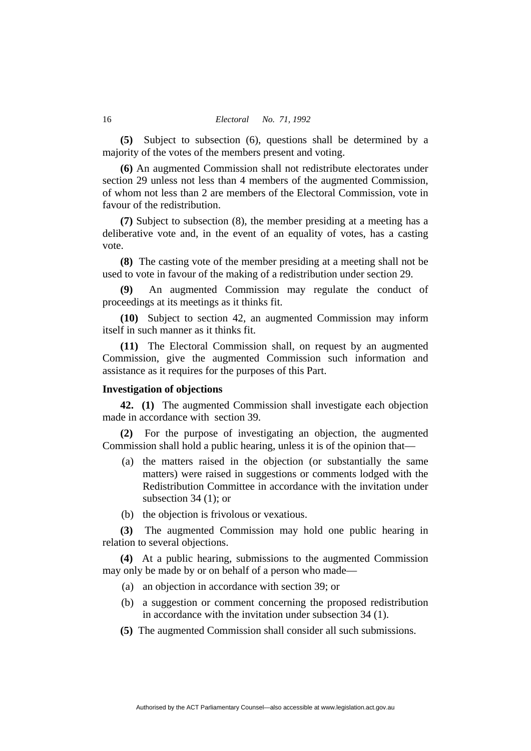**(5)** Subject to subsection (6), questions shall be determined by a majority of the votes of the members present and voting.

**(6)** An augmented Commission shall not redistribute electorates under section 29 unless not less than 4 members of the augmented Commission, of whom not less than 2 are members of the Electoral Commission, vote in favour of the redistribution.

**(7)** Subject to subsection (8), the member presiding at a meeting has a deliberative vote and, in the event of an equality of votes, has a casting vote.

**(8)** The casting vote of the member presiding at a meeting shall not be used to vote in favour of the making of a redistribution under section 29.

**(9)** An augmented Commission may regulate the conduct of proceedings at its meetings as it thinks fit.

**(10)** Subject to section 42, an augmented Commission may inform itself in such manner as it thinks fit.

**(11)** The Electoral Commission shall, on request by an augmented Commission, give the augmented Commission such information and assistance as it requires for the purposes of this Part.

**Investigation of objections**

**42. (1)** The augmented Commission shall investigate each objection made in accordance with section 39.

**(2)** For the purpose of investigating an objection, the augmented Commission shall hold a public hearing, unless it is of the opinion that—

(a) the matters raised in the objection (or substantially the same matters) were raised in suggestions or comments lodged with the Redistribution Committee in accordance with the invitation under subsection 34 (1); or

(b) the objection is frivolous or vexatious.

**(3)** The augmented Commission may hold one public hearing in relation to several objections.

**(4)** At a public hearing, submissions to the augmented Commission may only be made by or on behalf of a person who made—

(a) an objection in accordance with section 39; or

(b) a suggestion or comment concerning the proposed redistribution in accordance with the invitation under subsection 34 (1).

**(5)** The augmented Commission shall consider all such submissions.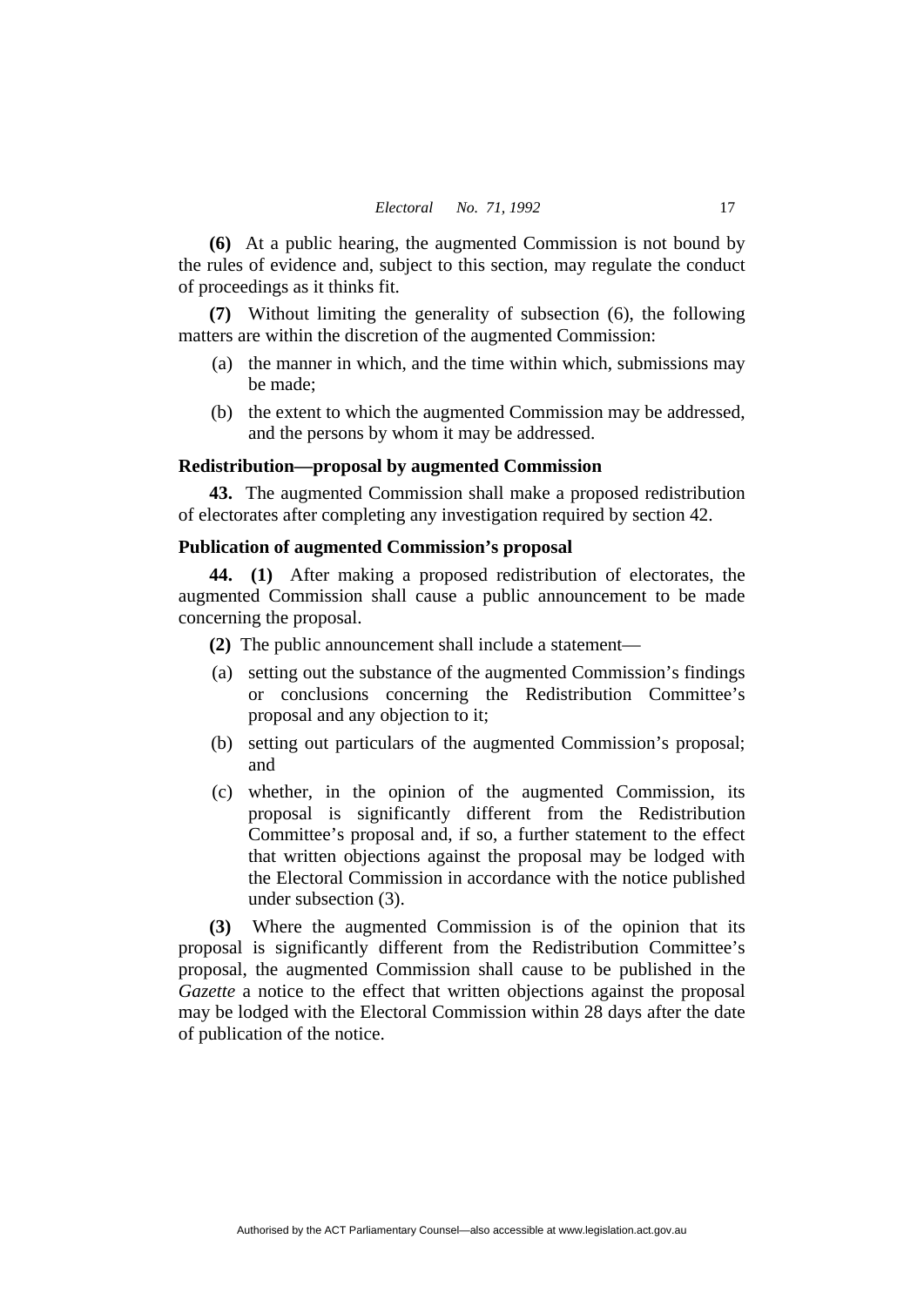**(6)** At a public hearing, the augmented Commission is not bound by the rules of evidence and, subject to this section, may regulate the conduct of proceedings as it thinks fit.

**(7)** Without limiting the generality of subsection (6), the following matters are within the discretion of the augmented Commission:

(a) the manner in which, and the time within which, submissions may be made;

(b) the extent to which the augmented Commission may be addressed, and the persons by whom it may be addressed.

**Redistribution—proposal by augmented Commission**

**43.** The augmented Commission shall make a proposed redistribution of electorates after completing any investigation required by section 42.

**Publication of augmented Commission's proposal**

**44. (1)** After making a proposed redistribution of electorates, the augmented Commission shall cause a public announcement to be made concerning the proposal.

**(2)** The public announcement shall include a statement—

(a) setting out the substance of the augmented Commission's findings or conclusions concerning the Redistribution Committee's proposal and any objection to it;

(b) setting out particulars of the augmented Commission's proposal; and

(c) whether, in the opinion of the augmented Commission, its proposal is significantly different from the Redistribution Committee's proposal and, if so, a further statement to the effect that written objections against the proposal may be lodged with the Electoral Commission in accordance with the notice published under subsection (3).

**(3)** Where the augmented Commission is of the opinion that its proposal is significantly different from the Redistribution Committee's proposal, the augmented Commission shall cause to be published in the *Gazette* a notice to the effect that written objections against the proposal may be lodged with the Electoral Commission within 28 days after the date of publication of the notice.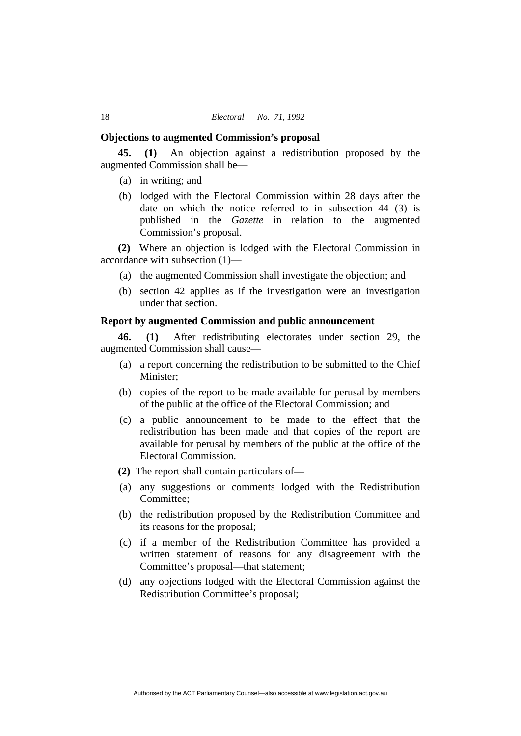### Objections to augmented Commission's proposal

**45. (1)** An objection against a redistribution proposed by the augmented Commission shall be—

- (a) in writing; and
- (b) lodged with the Electoral Commission within 28 days after the date on which the notice referred to in subsection 44 (3) is published in the *Gazette* in relation to the augmented Commission's proposal.

**(2)** Where an objection is lodged with the Electoral Commission in accordance with subsection (1)—

- (a) the augmented Commission shall investigate the objection; and
- (b) section 42 applies as if the investigation were an investigation under that section.

### Report by augmented Commission and public announcement

**46. (1)** After redistributing electorates under section 29, the augmented Commission shall cause—

- (a) a report concerning the redistribution to be submitted to the Chief Minister;
- (b) copies of the report to be made available for perusal by members of the public at the office of the Electoral Commission; and
- (c) a public announcement to be made to the effect that the redistribution has been made and that copies of the report are available for perusal by members of the public at the office of the Electoral Commission.

**(2)** The report shall contain particulars of—

- (a) any suggestions or comments lodged with the Redistribution Committee;
- (b) the redistribution proposed by the Redistribution Committee and its reasons for the proposal;
- (c) if a member of the Redistribution Committee has provided a written statement of reasons for any disagreement with the Committee's proposal—that statement;
- (d) any objections lodged with the Electoral Commission against the Redistribution Committee's proposal;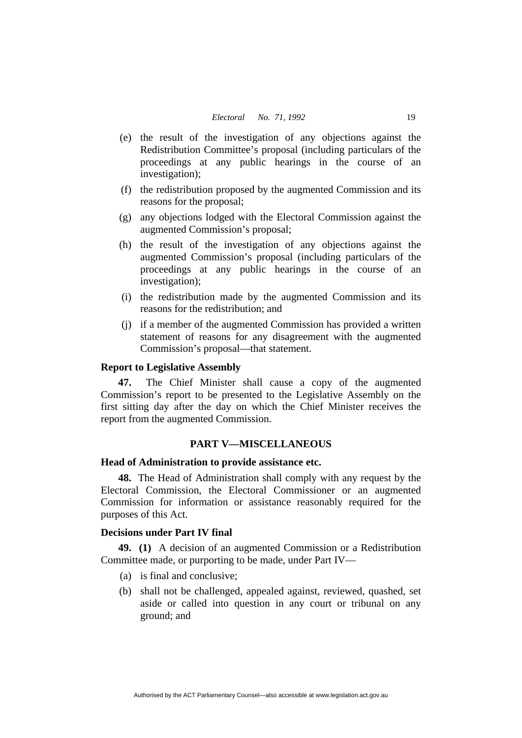(e) the result of the investigation of any objections against the Redistribution Committee's proposal (including particulars of the proceedings at any public hearings in the course of an investigation);

(f) the redistribution proposed by the augmented Commission and its reasons for the proposal;

(g) any objections lodged with the Electoral Commission against the augmented Commission's proposal;

(h) the result of the investigation of any objections against the augmented Commission's proposal (including particulars of the proceedings at any public hearings in the course of an investigation);

(i) the redistribution made by the augmented Commission and its reasons for the redistribution; and

(j) if a member of the augmented Commission has provided a written statement of reasons for any disagreement with the augmented Commission's proposal—that statement.

**Report to Legislative Assembly**

**47.** The Chief Minister shall cause a copy of the augmented Commission's report to be presented to the Legislative Assembly on the first sitting day after the day on which the Chief Minister receives the report from the augmented Commission.

## PART V—MISCELLANEOUS

**Head of Administration to provide assistance etc.**

**48.** The Head of Administration shall comply with any request by the Electoral Commission, the Electoral Commissioner or an augmented Commission for information or assistance reasonably required for the purposes of this Act.

**Decisions under Part IV final**

**49. (1)** A decision of an augmented Commission or a Redistribution Committee made, or purporting to be made, under Part IV—

(a) is final and conclusive;

(b) shall not be challenged, appealed against, reviewed, quashed, set aside or called into question in any court or tribunal on any ground; and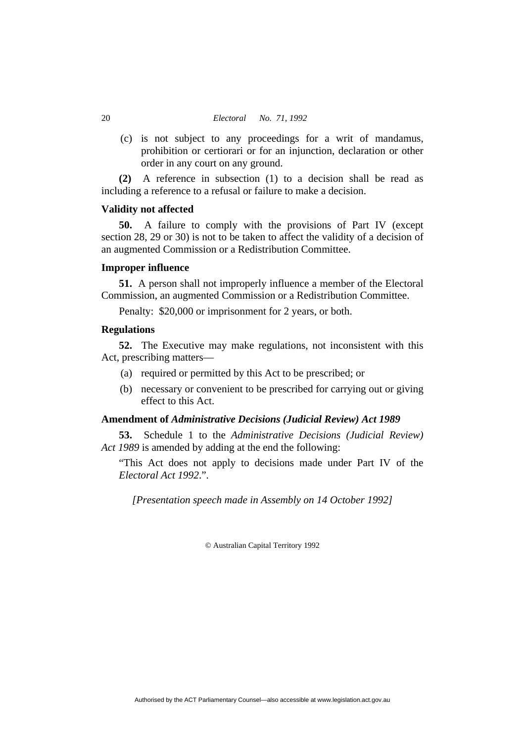(c) is not subject to any proceedings for a writ of mandamus, prohibition or certiorari or for an injunction, declaration or other order in any court on any ground.

**(2)** A reference in subsection (1) to a decision shall be read as including a reference to a refusal or failure to make a decision.

**Validity not affected**

**50.** A failure to comply with the provisions of Part IV (except section 28, 29 or 30) is not to be taken to affect the validity of a decision of an augmented Commission or a Redistribution Committee.

**Improper influence**

**51.** A person shall not improperly influence a member of the Electoral Commission, an augmented Commission or a Redistribution Committee.

Penalty: $20,000 or imprisonment for 2 years, or both.

**Regulations**

**52.** The Executive may make regulations, not inconsistent with this Act, prescribing matters—

(a) required or permitted by this Act to be prescribed; or

(b) necessary or convenient to be prescribed for carrying out or giving effect to this Act.

**Amendment of *Administrative Decisions (Judicial Review) Act 1989***

**53.** Schedule 1 to the *Administrative Decisions (Judicial Review) Act 1989* is amended by adding at the end the following:

"This Act does not apply to decisions made under Part IV of the *Electoral Act 1992*.".

*[Presentation speech made in Assembly on 14 October 1992]*

© Australian Capital Territory 1992